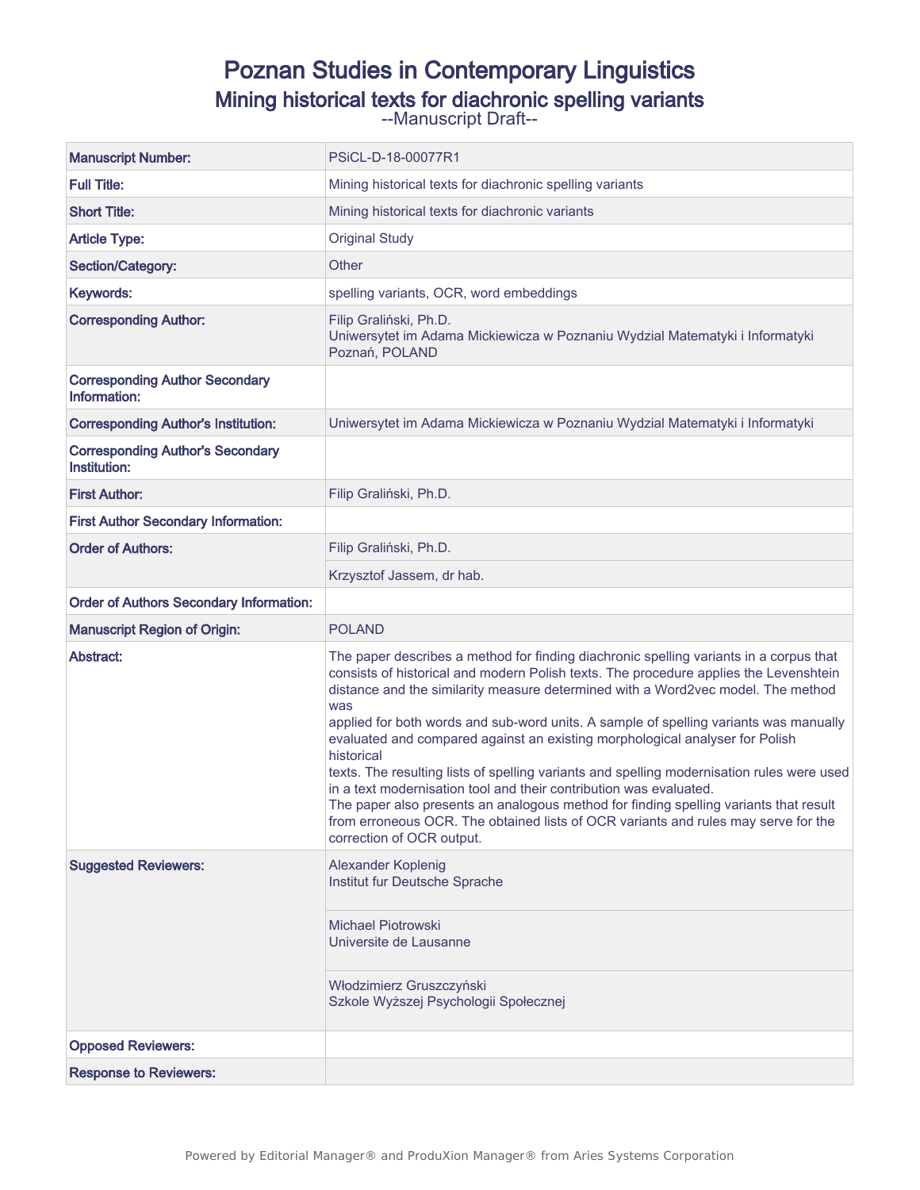# Poznan Studies in Contemporary Linguistics

## Mining historical texts for diachronic spelling variants

--Manuscript Draft--

| | |
|---|---|
| **Manuscript Number:** | PSiCL-D-18-00077R1 |
| **Full Title:** | Mining historical texts for diachronic spelling variants |
| **Short Title:** | Mining historical texts for diachronic variants |
| **Article Type:** | Original Study |
| **Section/Category:** | Other |
| **Keywords:** | spelling variants, OCR, word embeddings |
| **Corresponding Author:** | Filip Graliński, Ph.D.<br>Uniwersytet im Adama Mickiewicza w Poznaniu Wydzial Matematyki i Informatyki<br>Poznań, POLAND |
| **Corresponding Author Secondary Information:** | |
| **Corresponding Author's Institution:** | Uniwersytet im Adama Mickiewicza w Poznaniu Wydzial Matematyki i Informatyki |
| **Corresponding Author's Secondary Institution:** | |
| **First Author:** | Filip Graliński, Ph.D. |
| **First Author Secondary Information:** | |
| **Order of Authors:** | Filip Graliński, Ph.D. |
| | Krzysztof Jassem, dr hab. |
| **Order of Authors Secondary Information:** | |
| **Manuscript Region of Origin:** | POLAND |
| **Abstract:** | The paper describes a method for finding diachronic spelling variants in a corpus that consists of historical and modern Polish texts. The procedure applies the Levenshtein distance and the similarity measure determined with a Word2vec model. The method was<br>applied for both words and sub-word units. A sample of spelling variants was manually evaluated and compared against an existing morphological analyser for Polish historical<br>texts. The resulting lists of spelling variants and spelling modernisation rules were used in a text modernisation tool and their contribution was evaluated.<br>The paper also presents an analogous method for finding spelling variants that result from erroneous OCR. The obtained lists of OCR variants and rules may serve for the correction of OCR output. |
| **Suggested Reviewers:** | Alexander Koplenig<br>Institut fur Deutsche Sprache |
| | Michael Piotrowski<br>Universite de Lausanne |
| | Włodzimierz Gruszczyński<br>Szkole Wyższej Psychologii Społecznej |
| **Opposed Reviewers:** | |
| **Response to Reviewers:** | |

Powered by Editorial Manager® and ProduXion Manager® from Aries Systems Corporation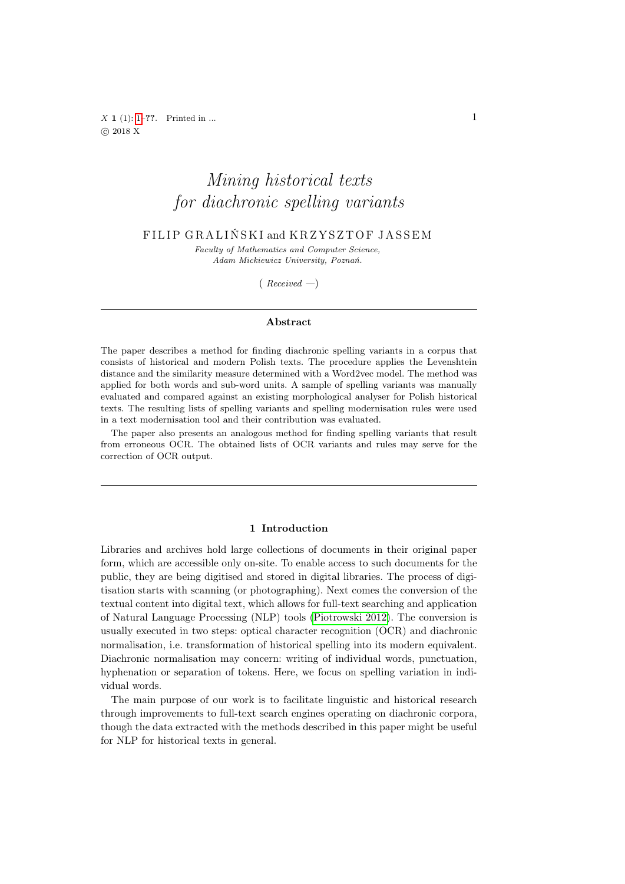# Mining historical texts for diachronic spelling variants

FILIP GRALIŃSKI and KRZYSZTOF JASSEM

*Faculty of Mathematics and Computer Science, Adam Mickiewicz University, Poznań.*

( *Received* —)

## Abstract

The paper describes a method for finding diachronic spelling variants in a corpus that consists of historical and modern Polish texts. The procedure applies the Levenshtein distance and the similarity measure determined with a Word2vec model. The method was applied for both words and sub-word units. A sample of spelling variants was manually evaluated and compared against an existing morphological analyser for Polish historical texts. The resulting lists of spelling variants and spelling modernisation rules were used in a text modernisation tool and their contribution was evaluated.

The paper also presents an analogous method for finding spelling variants that result from erroneous OCR. The obtained lists of OCR variants and rules may serve for the correction of OCR output.

## 1 Introduction

Libraries and archives hold large collections of documents in their original paper form, which are accessible only on-site. To enable access to such documents for the public, they are being digitised and stored in digital libraries. The process of digitisation starts with scanning (or photographing). Next comes the conversion of the textual content into digital text, which allows for full-text searching and application of Natural Language Processing (NLP) tools (Piotrowski 2012). The conversion is usually executed in two steps: optical character recognition (OCR) and diachronic normalisation, i.e. transformation of historical spelling into its modern equivalent. Diachronic normalisation may concern: writing of individual words, punctuation, hyphenation or separation of tokens. Here, we focus on spelling variation in individual words.

The main purpose of our work is to facilitate linguistic and historical research through improvements to full-text search engines operating on diachronic corpora, though the data extracted with the methods described in this paper might be useful for NLP for historical texts in general.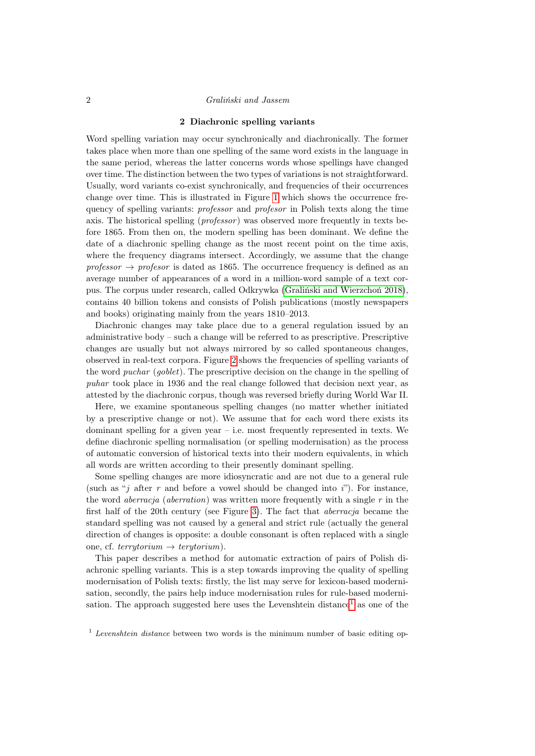## 2 Diachronic spelling variants

Word spelling variation may occur synchronically and diachronically. The former takes place when more than one spelling of the same word exists in the language in the same period, whereas the latter concerns words whose spellings have changed over time. The distinction between the two types of variations is not straightforward. Usually, word variants co-exist synchronically, and frequencies of their occurrences change over time. This is illustrated in Figure 1 which shows the occurrence frequency of spelling variants: *professor* and *profesor* in Polish texts along the time axis. The historical spelling (*professor*) was observed more frequently in texts before 1865. From then on, the modern spelling has been dominant. We define the date of a diachronic spelling change as the most recent point on the time axis, where the frequency diagrams intersect. Accordingly, we assume that the change *professor* → *profesor* is dated as 1865. The occurrence frequency is defined as an average number of appearances of a word in a million-word sample of a text corpus. The corpus under research, called Odkrywka (Graliński and Wierzchoń 2018), contains 40 billion tokens and consists of Polish publications (mostly newspapers and books) originating mainly from the years 1810–2013.

Diachronic changes may take place due to a general regulation issued by an administrative body – such a change will be referred to as prescriptive. Prescriptive changes are usually but not always mirrored by so called spontaneous changes, observed in real-text corpora. Figure 2 shows the frequencies of spelling variants of the word *puchar* (*goblet*). The prescriptive decision on the change in the spelling of *puhar* took place in 1936 and the real change followed that decision next year, as attested by the diachronic corpus, though was reversed briefly during World War II.

Here, we examine spontaneous spelling changes (no matter whether initiated by a prescriptive change or not). We assume that for each word there exists its dominant spelling for a given year – i.e. most frequently represented in texts. We define diachronic spelling normalisation (or spelling modernisation) as the process of automatic conversion of historical texts into their modern equivalents, in which all words are written according to their presently dominant spelling.

Some spelling changes are more idiosyncratic and are not due to a general rule (such as "*j* after *r* and before a vowel should be changed into *i*"). For instance, the word *aberracja* (*aberration*) was written more frequently with a single *r* in the first half of the 20th century (see Figure 3). The fact that *aberracja* became the standard spelling was not caused by a general and strict rule (actually the general direction of changes is opposite: a double consonant is often replaced with a single one, cf. *terrytorium* → *terytorium*).

This paper describes a method for automatic extraction of pairs of Polish diachronic spelling variants. This is a step towards improving the quality of spelling modernisation of Polish texts: firstly, the list may serve for lexicon-based modernisation, secondly, the pairs help induce modernisation rules for rule-based modernisation. The approach suggested here uses the Levenshtein distance[1] as one of the

[1] *Levenshtein distance* between two words is the minimum number of basic editing op-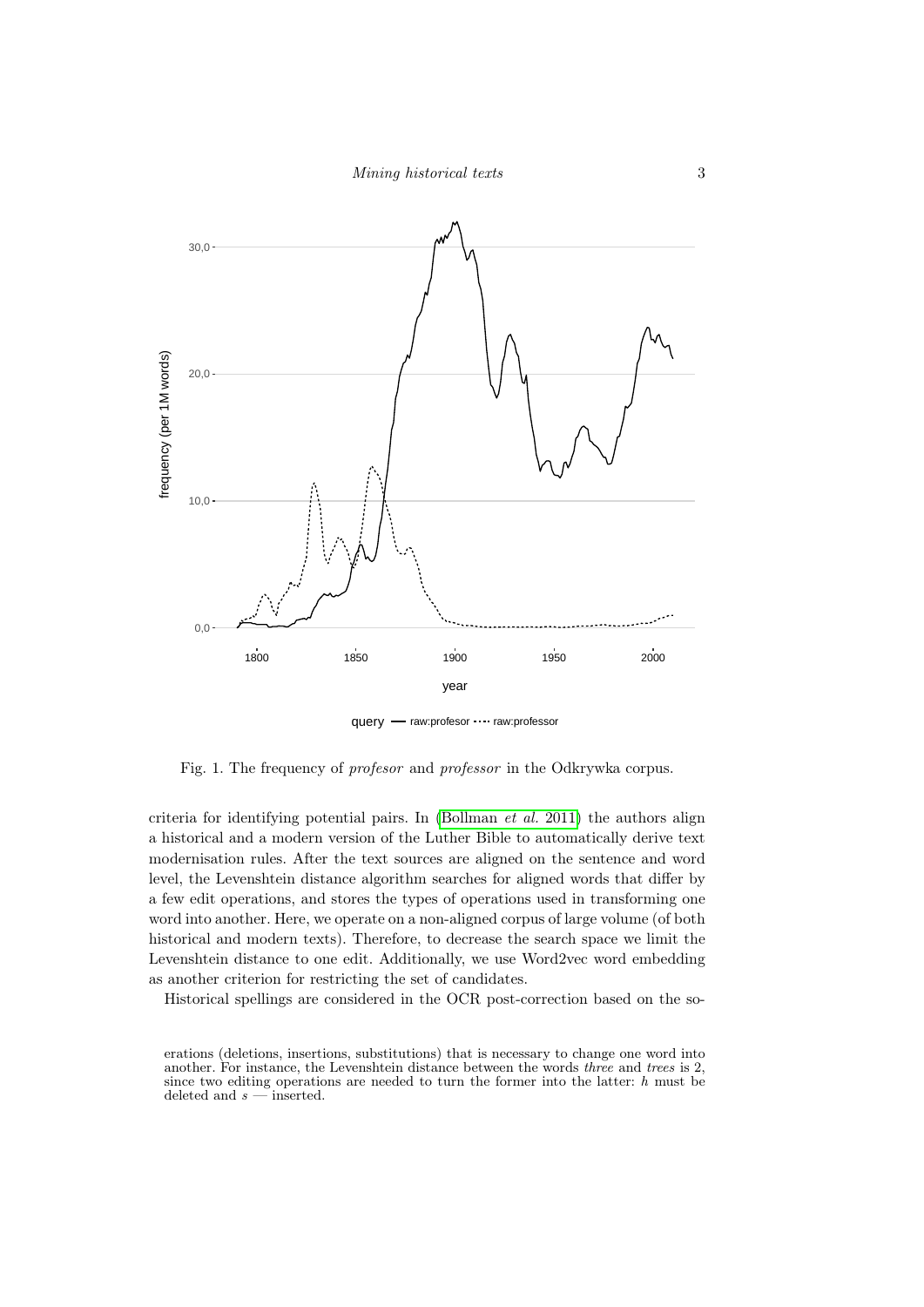Fig. 1. The frequency of *profesor* and *professor* in the Odkrywka corpus.

criteria for identifying potential pairs. In (Bollman *et al.* 2011) the authors align a historical and a modern version of the Luther Bible to automatically derive text modernisation rules. After the text sources are aligned on the sentence and word level, the Levenshtein distance algorithm searches for aligned words that differ by a few edit operations, and stores the types of operations used in transforming one word into another. Here, we operate on a non-aligned corpus of large volume (of both historical and modern texts). Therefore, to decrease the search space we limit the Levenshtein distance to one edit. Additionally, we use Word2vec word embedding as another criterion for restricting the set of candidates.

Historical spellings are considered in the OCR post-correction based on the so-

erations (deletions, insertions, substitutions) that is necessary to change one word into another. For instance, the Levenshtein distance between the words *three* and *trees* is 2, since two editing operations are needed to turn the former into the latter: *h* must be deleted and *s* — inserted.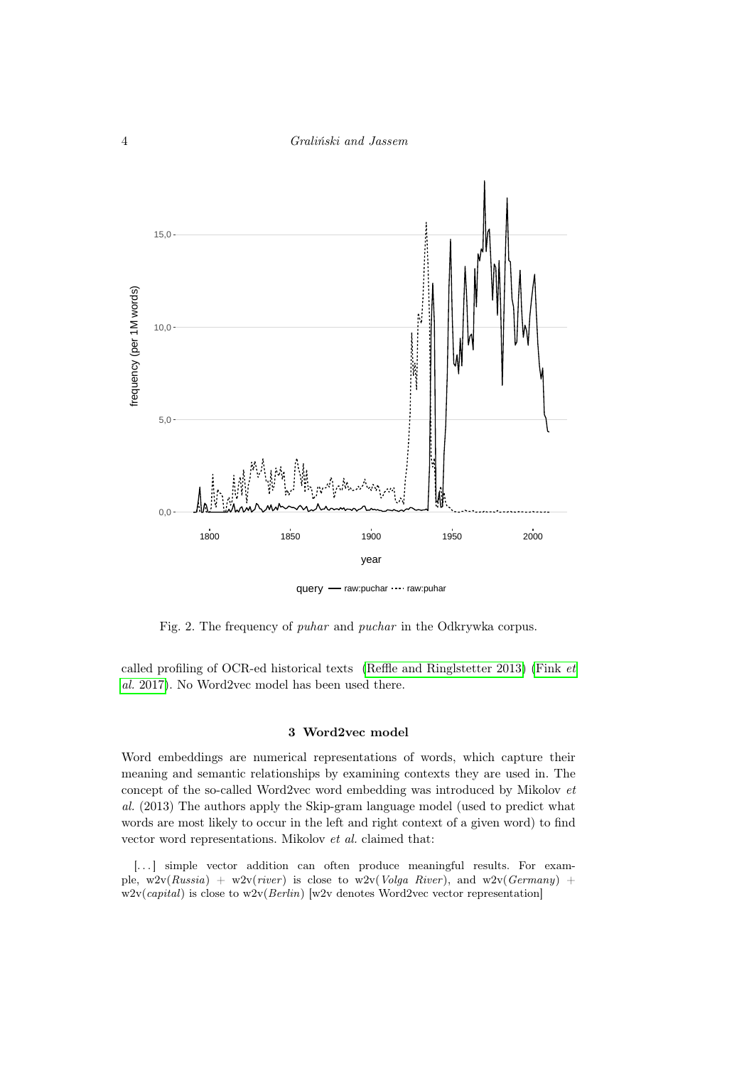Fig. 2. The frequency of *puhar* and *puchar* in the Odkrywka corpus.

called profiling of OCR-ed historical texts (Reffle and Ringlstetter 2013) (Fink *et al.* 2017). No Word2vec model has been used there.

## 3 Word2vec model

Word embeddings are numerical representations of words, which capture their meaning and semantic relationships by examining contexts they are used in. The concept of the so-called Word2vec word embedding was introduced by Mikolov *et al.* (2013) The authors apply the Skip-gram language model (used to predict what words are most likely to occur in the left and right context of a given word) to find vector word representations. Mikolov *et al.* claimed that:

> [...] simple vector addition can often produce meaningful results. For example, w2v(*Russia*) + w2v(*river*) is close to w2v(*Volga River*), and w2v(*Germany*) + w2v(*capital*) is close to w2v(*Berlin*) [w2v denotes Word2vec vector representation]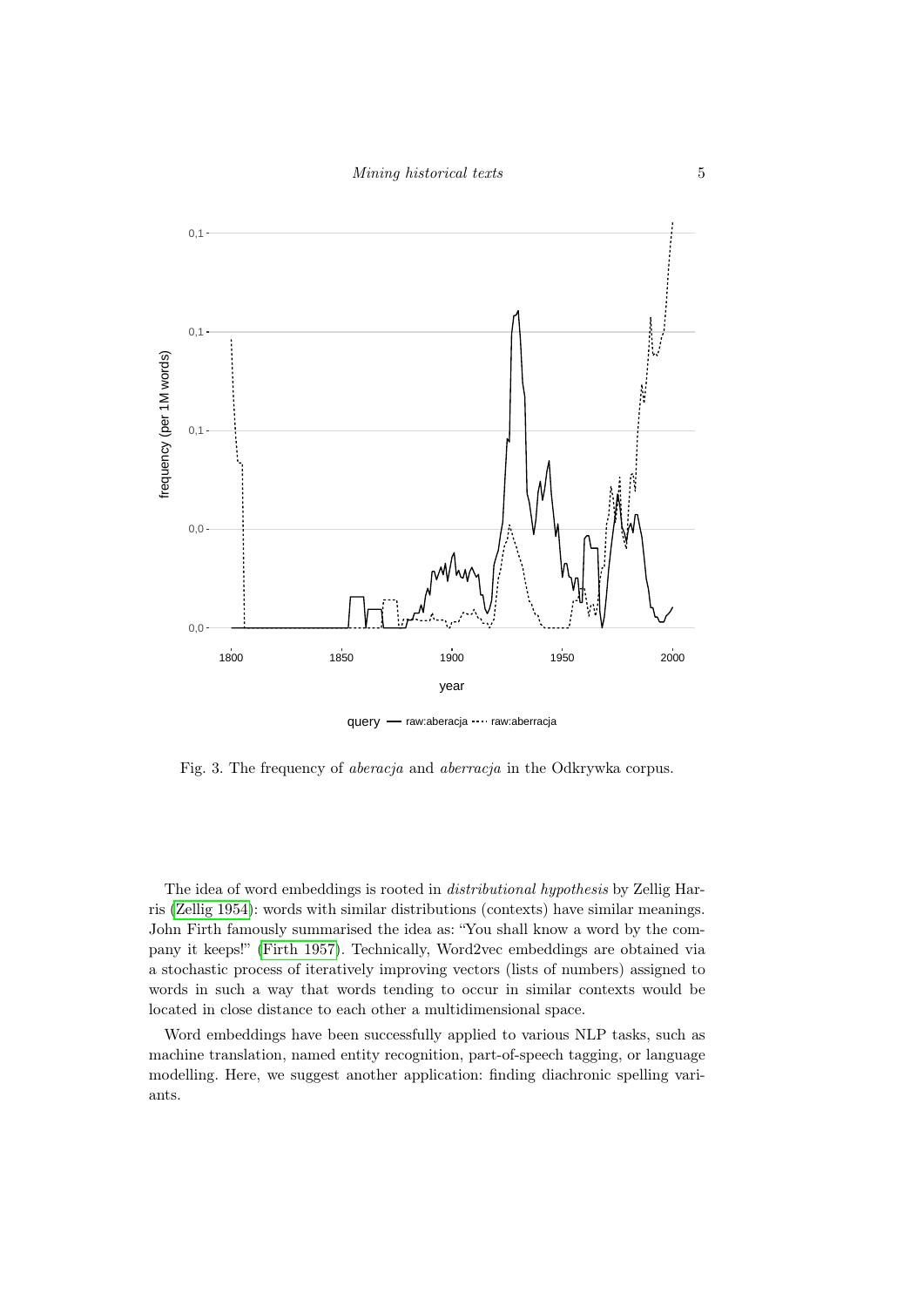Fig. 3. The frequency of *aberacja* and *aberracja* in the Odkrywka corpus.

The idea of word embeddings is rooted in *distributional hypothesis* by Zellig Harris (Zellig 1954): words with similar distributions (contexts) have similar meanings. John Firth famously summarised the idea as: "You shall know a word by the company it keeps!" (Firth 1957). Technically, Word2vec embeddings are obtained via a stochastic process of iteratively improving vectors (lists of numbers) assigned to words in such a way that words tending to occur in similar contexts would be located in close distance to each other a multidimensional space.

Word embeddings have been successfully applied to various NLP tasks, such as machine translation, named entity recognition, part-of-speech tagging, or language modelling. Here, we suggest another application: finding diachronic spelling variants.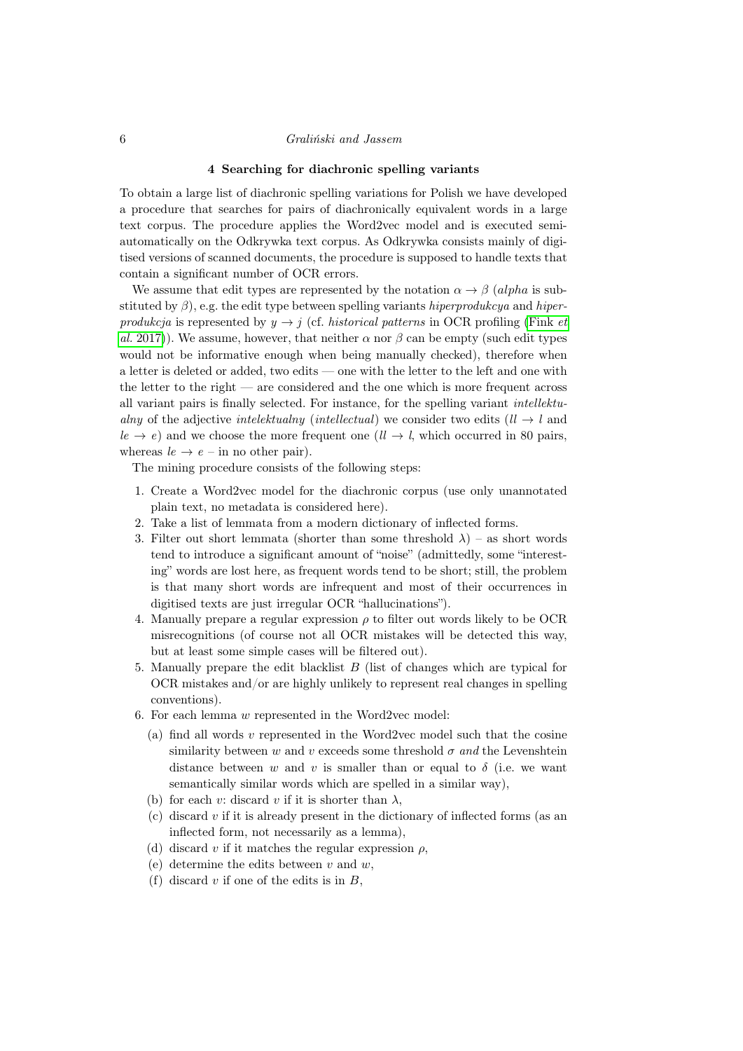## 4 Searching for diachronic spelling variants

To obtain a large list of diachronic spelling variations for Polish we have developed a procedure that searches for pairs of diachronically equivalent words in a large text corpus. The procedure applies the Word2vec model and is executed semi-automatically on the Odkrywka text corpus. As Odkrywka consists mainly of digitised versions of scanned documents, the procedure is supposed to handle texts that contain a significant number of OCR errors.

We assume that edit types are represented by the notation $\alpha \rightarrow \beta$ (*alpha* is substituted by $\beta$), e.g. the edit type between spelling variants *hiperprodukcya* and *hiperprodukcja* is represented by $y \rightarrow j$ (cf. *historical patterns* in OCR profiling (Fink *et al.* 2017)). We assume, however, that neither $\alpha$ nor $\beta$ can be empty (such edit types would not be informative enough when being manually checked), therefore when a letter is deleted or added, two edits — one with the letter to the left and one with the letter to the right — are considered and the one which is more frequent across all variant pairs is finally selected. For instance, for the spelling variant *intellektualny* of the adjective *intelektualny* (*intellectual*) we consider two edits ($ll \rightarrow l$ and $le \rightarrow e$) and we choose the more frequent one ($ll \rightarrow l$, which occurred in 80 pairs, whereas $le \rightarrow e$ – in no other pair).

The mining procedure consists of the following steps:

1. Create a Word2vec model for the diachronic corpus (use only unannotated plain text, no metadata is considered here).
2. Take a list of lemmata from a modern dictionary of inflected forms.
3. Filter out short lemmata (shorter than some threshold $\lambda$) – as short words tend to introduce a significant amount of "noise" (admittedly, some "interesting" words are lost here, as frequent words tend to be short; still, the problem is that many short words are infrequent and most of their occurrences in digitised texts are just irregular OCR "hallucinations").
4. Manually prepare a regular expression $\rho$ to filter out words likely to be OCR misrecognitions (of course not all OCR mistakes will be detected this way, but at least some simple cases will be filtered out).
5. Manually prepare the edit blacklist $B$ (list of changes which are typical for OCR mistakes and/or are highly unlikely to represent real changes in spelling conventions).
6. For each lemma $w$ represented in the Word2vec model:
   (a) find all words $v$ represented in the Word2vec model such that the cosine similarity between $w$ and $v$ exceeds some threshold $\sigma$ *and* the Levenshtein distance between $w$ and $v$ is smaller than or equal to $\delta$ (i.e. we want semantically similar words which are spelled in a similar way),
   (b) for each $v$: discard $v$ if it is shorter than $\lambda$,
   (c) discard $v$ if it is already present in the dictionary of inflected forms (as an inflected form, not necessarily as a lemma),
   (d) discard $v$ if it matches the regular expression $\rho$,
   (e) determine the edits between $v$ and $w$,
   (f) discard $v$ if one of the edits is in $B$,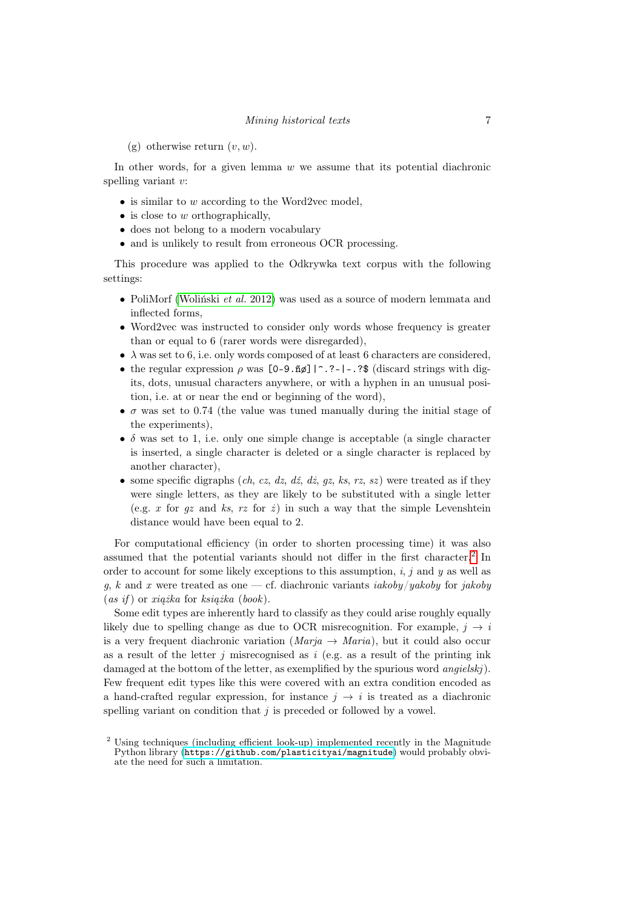(g) otherwise return $(v, w)$.

In other words, for a given lemma $w$ we assume that its potential diachronic spelling variant $v$:

- is similar to $w$ according to the Word2vec model,
- is close to $w$ orthographically,
- does not belong to a modern vocabulary
- and is unlikely to result from erroneous OCR processing.

This procedure was applied to the Odkrywka text corpus with the following settings:

- PoliMorf (Woliński *et al.* 2012) was used as a source of modern lemmata and inflected forms,
- Word2vec was instructed to consider only words whose frequency is greater than or equal to 6 (rarer words were disregarded),
- $\lambda$ was set to 6, i.e. only words composed of at least 6 characters are considered,
- the regular expression $\rho$ was `[0-9.ñø]|^.?-|-.?$` (discard strings with digits, dots, unusual characters anywhere, or with a hyphen in an unusual position, i.e. at or near the end or beginning of the word),
- $\sigma$ was set to 0.74 (the value was tuned manually during the initial stage of the experiments),
- $\delta$ was set to 1, i.e. only one simple change is acceptable (a single character is inserted, a single character is deleted or a single character is replaced by another character),
- some specific digraphs (*ch*, *cz*, *dz*, *dź*, *dż*, *gz*, *ks*, *rz*, *sz*) were treated as if they were single letters, as they are likely to be substituted with a single letter (e.g. *x* for *gz* and *ks*, *rz* for *ż*) in such a way that the simple Levenshtein distance would have been equal to 2.

For computational efficiency (in order to shorten processing time) it was also assumed that the potential variants should not differ in the first character.[2] In order to account for some likely exceptions to this assumption, *i*, *j* and *y* as well as *g*, *k* and *x* were treated as one — cf. diachronic variants *iakoby*/*yakoby* for *jakoby* (*as if*) or *xiążka* for *książka* (*book*).

Some edit types are inherently hard to classify as they could arise roughly equally likely due to spelling change as due to OCR misrecognition. For example, $j \rightarrow i$ is a very frequent diachronic variation (*Marja* $\rightarrow$ *Maria*), but it could also occur as a result of the letter *j* misrecognised as *i* (e.g. as a result of the printing ink damaged at the bottom of the letter, as exemplified by the spurious word *angielskj*). Few frequent edit types like this were covered with an extra condition encoded as a hand-crafted regular expression, for instance $j \rightarrow i$ is treated as a diachronic spelling variant on condition that *j* is preceded or followed by a vowel.

[2] Using techniques (including efficient look-up) implemented recently in the Magnitude Python library (`https://github.com/plasticityai/magnitude`) would probably obviate the need for such a limitation.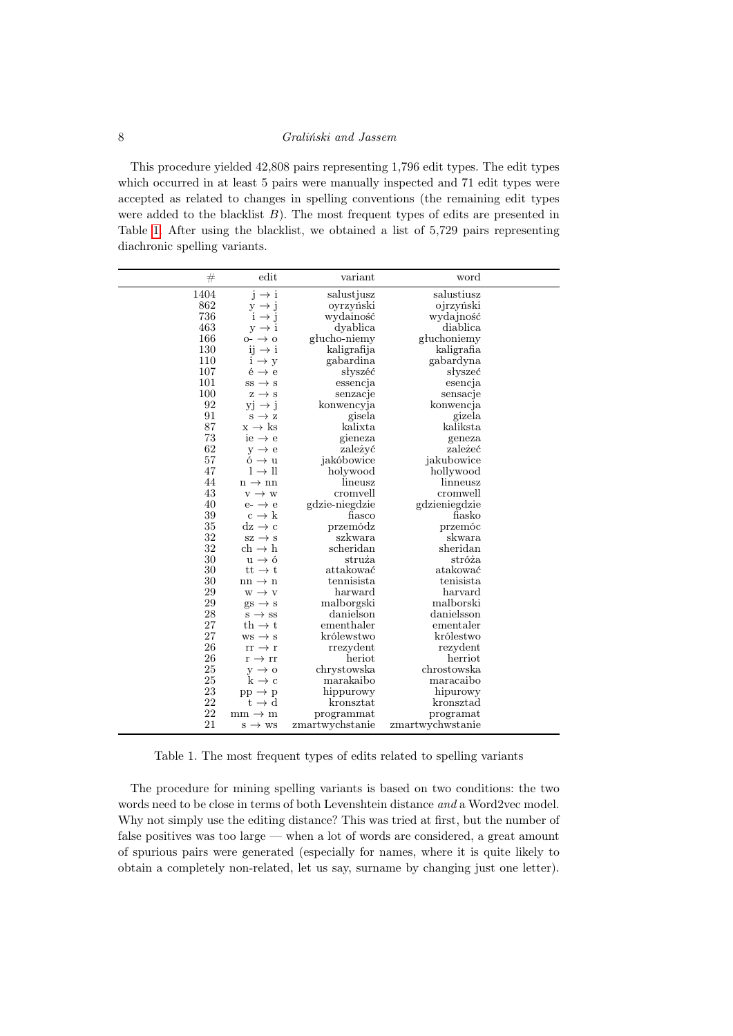This procedure yielded 42,808 pairs representing 1,796 edit types. The edit types which occurred in at least 5 pairs were manually inspected and 71 edit types were accepted as related to changes in spelling conventions (the remaining edit types were added to the blacklist $B$). The most frequent types of edits are presented in Table 1. After using the blacklist, we obtained a list of 5,729 pairs representing diachronic spelling variants.

| # | edit | variant | word |
|---|---|---|---|
| 1404 | j → i | salustjusz | salustiusz |
| 862 | y → j | oyrzyński | ojrzyński |
| 736 | i → j | wydainość | wydajność |
| 463 | y → i | dyablica | diablica |
| 166 | o- → o | głucho-niemy | głuchoniemy |
| 130 | ij → i | kaligrafija | kaligrafia |
| 110 | i → y | gabardina | gabardyna |
| 107 | é → e | słyszéć | słyszeć |
| 101 | ss → s | essencja | esencja |
| 100 | z → s | senzacje | sensacje |
| 92 | yj → j | konwencyja | konwencja |
| 91 | s → z | gisela | gizela |
| 87 | x → ks | kalixta | kaliksta |
| 73 | ie → e | gieneza | geneza |
| 62 | y → e | zależyć | zależeć |
| 57 | ó → u | jakóbowice | jakubowice |
| 47 | l → ll | holywood | hollywood |
| 44 | n → nn | lineusz | linneusz |
| 43 | v → w | cromvell | cromwell |
| 40 | e- → e | gdzie-niegdzie | gdzieniegdzie |
| 39 | c → k | fiasco | fiasko |
| 35 | dz → c | przemódz | przemóc |
| 32 | sz → s | szkwara | skwara |
| 32 | ch → h | scheridan | sheridan |
| 30 | u → ó | strużа | stróża |
| 30 | tt → t | attakować | atakować |
| 30 | nn → n | tennisista | tenisista |
| 29 | w → v | harward | harvard |
| 29 | gs → s | malborgski | malborski |
| 28 | s → ss | danielson | danielsson |
| 27 | th → t | ementhaler | ementaler |
| 27 | ws → s | królewstwo | królestwo |
| 26 | rr → r | rrezydent | rezydent |
| 26 | r → rr | heriot | herriot |
| 25 | y → o | chrystowska | chrostowska |
| 25 | k → c | marakaibo | maracaibo |
| 23 | pp → p | hippurowy | hipurowy |
| 22 | t → d | kronsztat | kronsztad |
| 22 | mm → m | programmat | programat |
| 21 | s → ws | zmartwychstanie | zmartwychwstanie |

Table 1. The most frequent types of edits related to spelling variants

The procedure for mining spelling variants is based on two conditions: the two words need to be close in terms of both Levenshtein distance *and* a Word2vec model. Why not simply use the editing distance? This was tried at first, but the number of false positives was too large — when a lot of words are considered, a great amount of spurious pairs were generated (especially for names, where it is quite likely to obtain a completely non-related, let us say, surname by changing just one letter).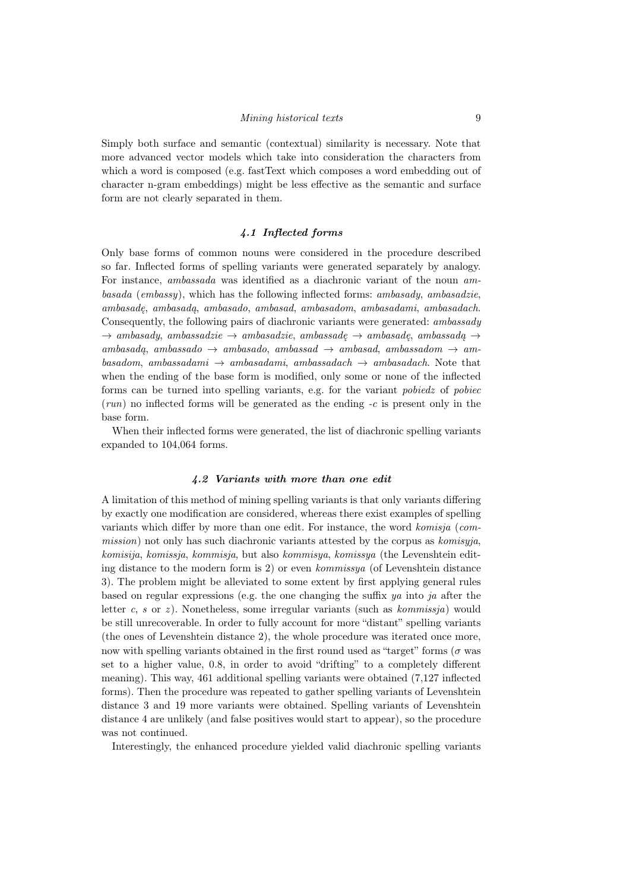Simply both surface and semantic (contextual) similarity is necessary. Note that more advanced vector models which take into consideration the characters from which a word is composed (e.g. fastText which composes a word embedding out of character n-gram embeddings) might be less effective as the semantic and surface form are not clearly separated in them.

### *4.1 Inflected forms*

Only base forms of common nouns were considered in the procedure described so far. Inflected forms of spelling variants were generated separately by analogy. For instance, *ambassada* was identified as a diachronic variant of the noun *ambasada* (*embassy*), which has the following inflected forms: *ambasady*, *ambasadzie*, *ambasadę*, *ambasadą*, *ambasado*, *ambasad*, *ambasadom*, *ambasadami*, *ambasadach*. Consequently, the following pairs of diachronic variants were generated: *ambassady* → *ambasady*, *ambassadzie* → *ambasadzie*, *ambassadę* → *ambasadę*, *ambassadą* → *ambasadą*, *ambassado* → *ambasado*, *ambassad* → *ambasad*, *ambassadom* → *ambasadom*, *ambassadami* → *ambasadami*, *ambassadach* → *ambasadach*. Note that when the ending of the base form is modified, only some or none of the inflected forms can be turned into spelling variants, e.g. for the variant *pobiedz* of *pobiec* (*run*) no inflected forms will be generated as the ending *-c* is present only in the base form.

When their inflected forms were generated, the list of diachronic spelling variants expanded to 104,064 forms.

### *4.2 Variants with more than one edit*

A limitation of this method of mining spelling variants is that only variants differing by exactly one modification are considered, whereas there exist examples of spelling variants which differ by more than one edit. For instance, the word *komisja* (*commission*) not only has such diachronic variants attested by the corpus as *komisyja*, *komisija*, *komissja*, *kommisja*, but also *kommisya*, *komissya* (the Levenshtein editing distance to the modern form is 2) or even *kommissya* (of Levenshtein distance 3). The problem might be alleviated to some extent by first applying general rules based on regular expressions (e.g. the one changing the suffix *ya* into *ja* after the letter *c*, *s* or *z*). Nonetheless, some irregular variants (such as *kommissja*) would be still unrecoverable. In order to fully account for more "distant" spelling variants (the ones of Levenshtein distance 2), the whole procedure was iterated once more, now with spelling variants obtained in the first round used as "target" forms ($\sigma$ was set to a higher value, 0.8, in order to avoid "drifting" to a completely different meaning). This way, 461 additional spelling variants were obtained (7,127 inflected forms). Then the procedure was repeated to gather spelling variants of Levenshtein distance 3 and 19 more variants were obtained. Spelling variants of Levenshtein distance 4 are unlikely (and false positives would start to appear), so the procedure was not continued.

Interestingly, the enhanced procedure yielded valid diachronic spelling variants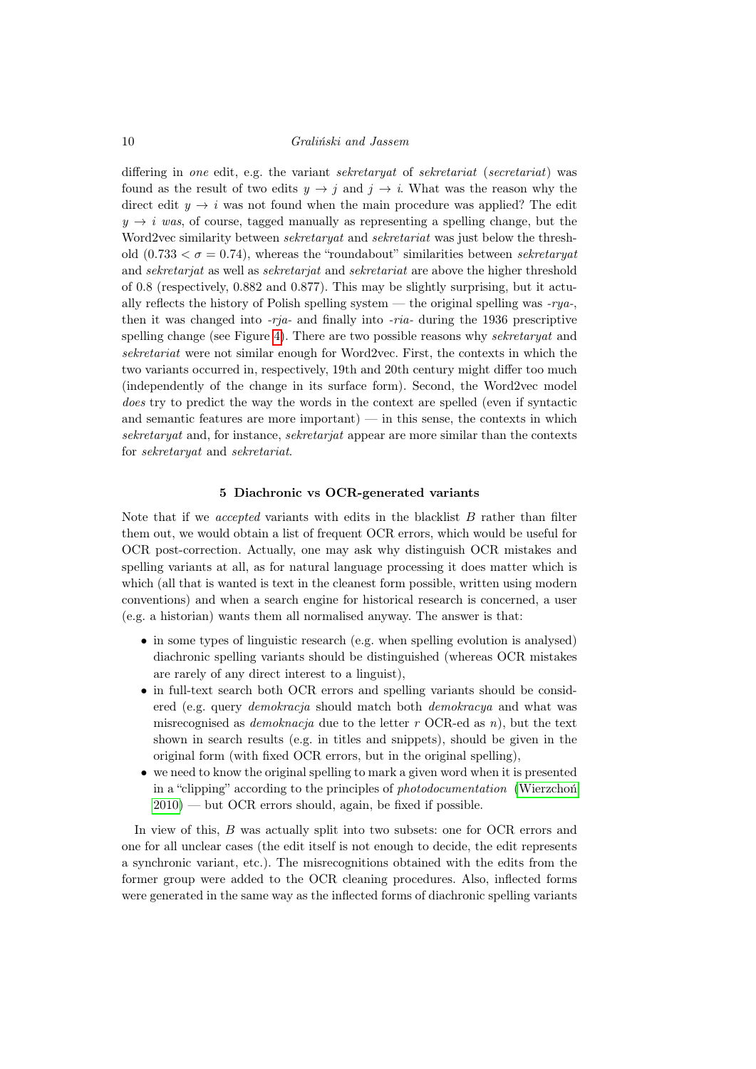differing in *one* edit, e.g. the variant *sekretaryat* of *sekretariat* (*secretariat*) was found as the result of two edits $y \rightarrow j$ and $j \rightarrow i$. What was the reason why the direct edit $y \rightarrow i$ was not found when the main procedure was applied? The edit $y \rightarrow i$ *was*, of course, tagged manually as representing a spelling change, but the Word2vec similarity between *sekretaryat* and *sekretariat* was just below the threshold ($0.733 < \sigma = 0.74$), whereas the "roundabout" similarities between *sekretaryat* and *sekretarjat* as well as *sekretarjat* and *sekretariat* are above the higher threshold of 0.8 (respectively, 0.882 and 0.877). This may be slightly surprising, but it actually reflects the history of Polish spelling system — the original spelling was *-rya-*, then it was changed into *-rja-* and finally into *-ria-* during the 1936 prescriptive spelling change (see Figure 4). There are two possible reasons why *sekretaryat* and *sekretariat* were not similar enough for Word2vec. First, the contexts in which the two variants occurred in, respectively, 19th and 20th century might differ too much (independently of the change in its surface form). Second, the Word2vec model *does* try to predict the way the words in the context are spelled (even if syntactic and semantic features are more important) — in this sense, the contexts in which *sekretaryat* and, for instance, *sekretarjat* appear are more similar than the contexts for *sekretaryat* and *sekretariat*.

## 5 Diachronic vs OCR-generated variants

Note that if we *accepted* variants with edits in the blacklist $B$ rather than filter them out, we would obtain a list of frequent OCR errors, which would be useful for OCR post-correction. Actually, one may ask why distinguish OCR mistakes and spelling variants at all, as for natural language processing it does matter which is which (all that is wanted is text in the cleanest form possible, written using modern conventions) and when a search engine for historical research is concerned, a user (e.g. a historian) wants them all normalised anyway. The answer is that:

- in some types of linguistic research (e.g. when spelling evolution is analysed) diachronic spelling variants should be distinguished (whereas OCR mistakes are rarely of any direct interest to a linguist),
- in full-text search both OCR errors and spelling variants should be considered (e.g. query *demokracja* should match both *demokracya* and what was misrecognised as *demoknacja* due to the letter $r$ OCR-ed as $n$), but the text shown in search results (e.g. in titles and snippets), should be given in the original form (with fixed OCR errors, but in the original spelling),
- we need to know the original spelling to mark a given word when it is presented in a "clipping" according to the principles of *photodocumentation* (Wierzchoń 2010) — but OCR errors should, again, be fixed if possible.

In view of this, $B$ was actually split into two subsets: one for OCR errors and one for all unclear cases (the edit itself is not enough to decide, the edit represents a synchronic variant, etc.). The misrecognitions obtained with the edits from the former group were added to the OCR cleaning procedures. Also, inflected forms were generated in the same way as the inflected forms of diachronic spelling variants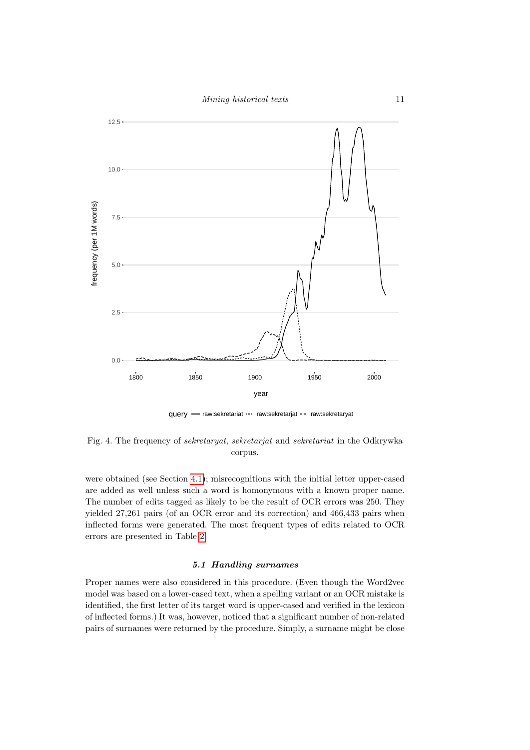Fig. 4. The frequency of *sekretaryat*, *sekretarjat* and *sekretariat* in the Odkrywka corpus.

were obtained (see Section 4.1); misrecognitions with the initial letter upper-cased are added as well unless such a word is homonymous with a known proper name. The number of edits tagged as likely to be the result of OCR errors was 250. They yielded 27,261 pairs (of an OCR error and its correction) and 466,433 pairs when inflected forms were generated. The most frequent types of edits related to OCR errors are presented in Table 2.

### 5.1 Handling surnames

Proper names were also considered in this procedure. (Even though the Word2vec model was based on a lower-cased text, when a spelling variant or an OCR mistake is identified, the first letter of its target word is upper-cased and verified in the lexicon of inflected forms.) It was, however, noticed that a significant number of non-related pairs of surnames were returned by the procedure. Simply, a surname might be close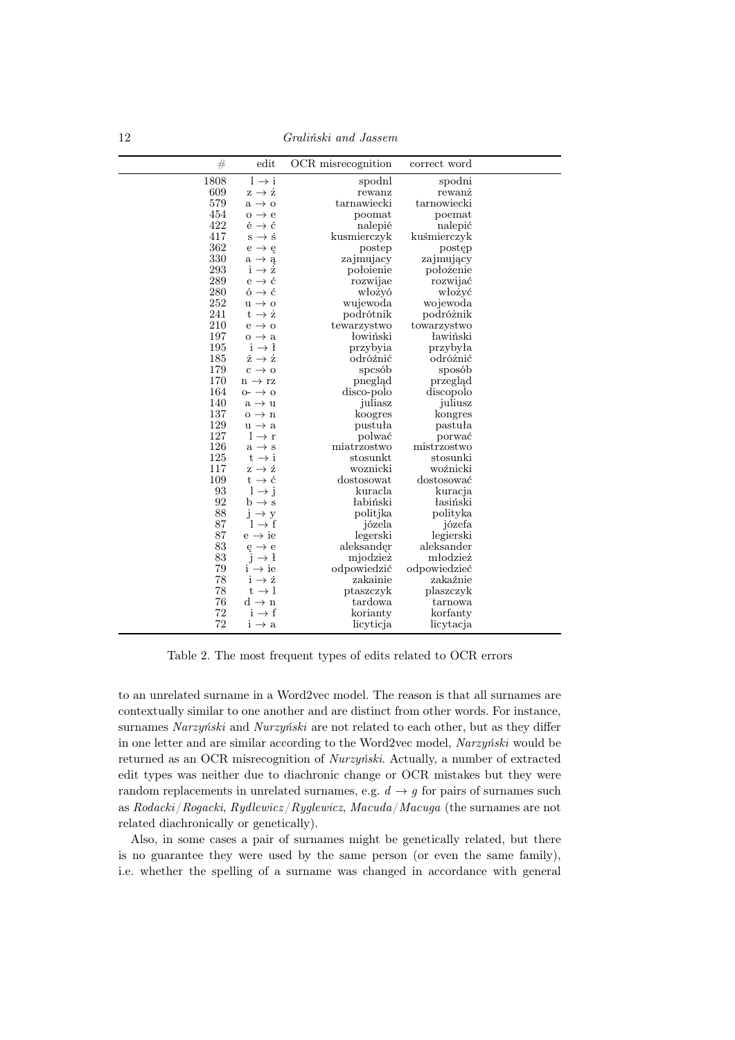| # | edit | OCR misrecognition | correct word |
|---|---|---|---|
| 1808 | l → i | spodnl | spodni |
| 609 | z → ż | rewanz | rewanż |
| 579 | a → o | tarnawiecki | tarnowiecki |
| 454 | o → e | poomat | poemat |
| 422 | é → ć | nalepié | nalepić |
| 417 | s → ś | kusmierczyk | kuśmierczyk |
| 362 | e → ę | postep | postęp |
| 330 | a → ą | zajmujacy | zajmujący |
| 293 | i → ż | połoienie | położenie |
| 289 | e → ć | rozwijae | rozwijać |
| 280 | ó → ć | włożyó | włożyć |
| 252 | u → o | wujewoda | wojewoda |
| 241 | t → ż | podrótnik | podróżnik |
| 210 | e → o | tewarzystwo | towarzystwo |
| 197 | o → a | łowiński | ławiński |
| 195 | i → ł | przybyia | przybyła |
| 185 | ź → ż | odróźnić | odróżnić |
| 179 | c → o | spcsób | sposób |
| 170 | n → rz | pnegląd | przegląd |
| 164 | o- → o | disco-polo | discopolo |
| 140 | a → u | juliasz | juliusz |
| 137 | o → n | koogres | kongres |
| 129 | u → a | pustuła | pastuła |
| 127 | l → r | polwać | porwać |
| 126 | a → s | miatrzostwo | mistrzostwo |
| 125 | t → i | stosunkt | stosunki |
| 117 | z → ź | woznicki | woźnicki |
| 109 | t → ć | dostosowat | dostosować |
| 93 | l → j | kuracla | kuracja |
| 92 | b → s | łabiński | łasiński |
| 88 | j → y | politjka | polityka |
| 87 | l → f | józela | józefa |
| 87 | e → ie | legerski | legierski |
| 83 | ę → e | aleksandęr | aleksander |
| 83 | j → ł | mjodzież | młodzież |
| 79 | i → ie | odpowiedzić | odpowiedzieć |
| 78 | i → ź | zakainie | zakaźnie |
| 78 | t → l | ptaszczyk | plaszczyk |
| 76 | d → n | tardowa | tarnowa |
| 72 | i → f | korianty | korfanty |
| 72 | i → a | licyticja | licytacja |

Table 2. The most frequent types of edits related to OCR errors

to an unrelated surname in a Word2vec model. The reason is that all surnames are contextually similar to one another and are distinct from other words. For instance, surnames *Narzyński* and *Nurzyński* are not related to each other, but as they differ in one letter and are similar according to the Word2vec model, *Narzyński* would be returned as an OCR misrecognition of *Nurzyński*. Actually, a number of extracted edit types was neither due to diachronic change or OCR mistakes but they were random replacements in unrelated surnames, e.g. $d \rightarrow g$ for pairs of surnames such as *Rodacki*/*Rogacki*, *Rydlewicz*/*Ryglewicz*, *Macuda*/*Macuga* (the surnames are not related diachronically or genetically).

Also, in some cases a pair of surnames might be genetically related, but there is no guarantee they were used by the same person (or even the same family), i.e. whether the spelling of a surname was changed in accordance with general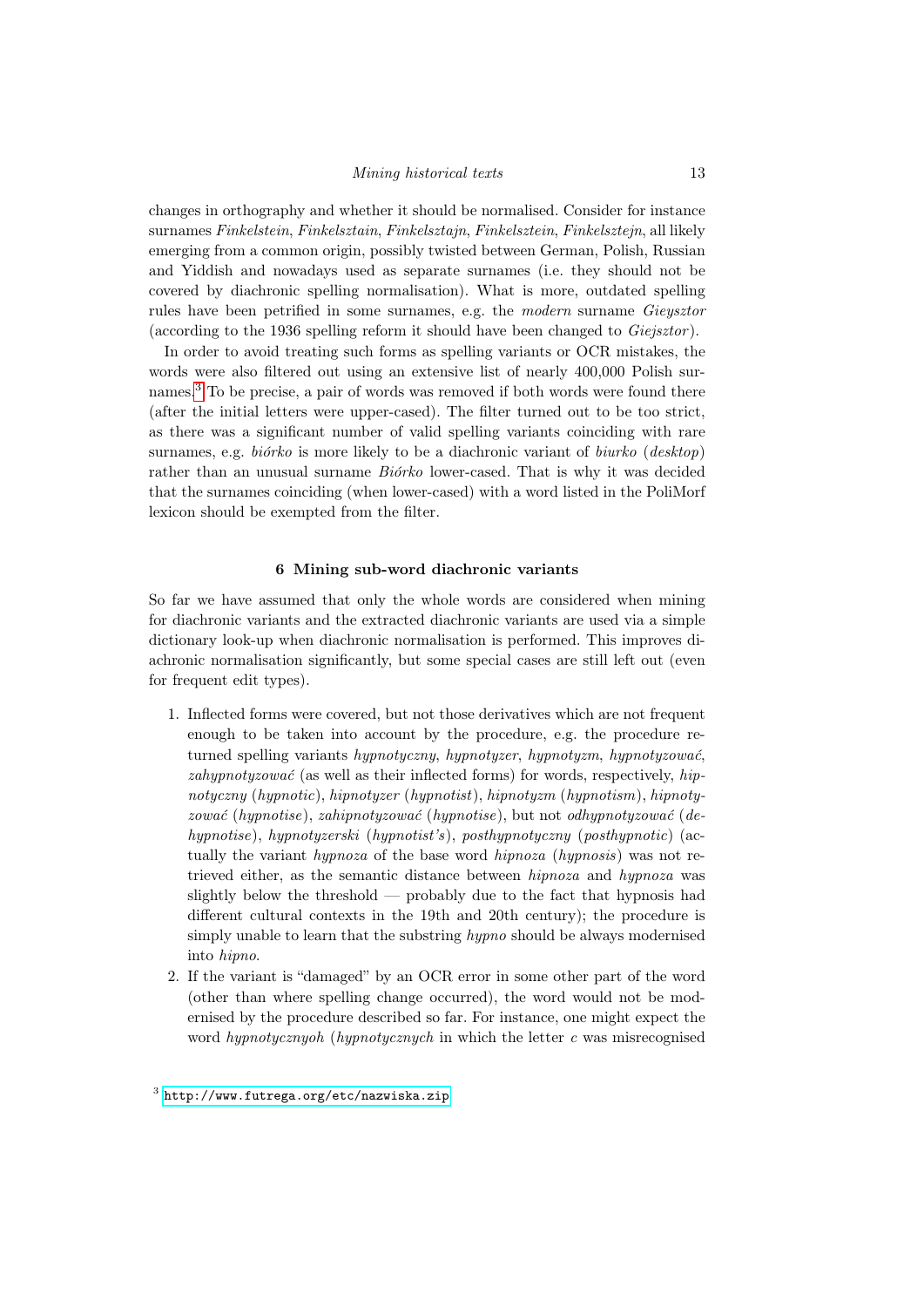changes in orthography and whether it should be normalised. Consider for instance surnames *Finkelstein*, *Finkelsztain*, *Finkelsztajn*, *Finkelsztein*, *Finkelsztejn*, all likely emerging from a common origin, possibly twisted between German, Polish, Russian and Yiddish and nowadays used as separate surnames (i.e. they should not be covered by diachronic spelling normalisation). What is more, outdated spelling rules have been petrified in some surnames, e.g. the *modern* surname *Gieysztor* (according to the 1936 spelling reform it should have been changed to *Giejsztor*).

In order to avoid treating such forms as spelling variants or OCR mistakes, the words were also filtered out using an extensive list of nearly 400,000 Polish surnames.[3] To be precise, a pair of words was removed if both words were found there (after the initial letters were upper-cased). The filter turned out to be too strict, as there was a significant number of valid spelling variants coinciding with rare surnames, e.g. *biórko* is more likely to be a diachronic variant of *biurko* (*desktop*) rather than an unusual surname *Biórko* lower-cased. That is why it was decided that the surnames coinciding (when lower-cased) with a word listed in the PoliMorf lexicon should be exempted from the filter.

## 6 Mining sub-word diachronic variants

So far we have assumed that only the whole words are considered when mining for diachronic variants and the extracted diachronic variants are used via a simple dictionary look-up when diachronic normalisation is performed. This improves diachronic normalisation significantly, but some special cases are still left out (even for frequent edit types).

1. Inflected forms were covered, but not those derivatives which are not frequent enough to be taken into account by the procedure, e.g. the procedure returned spelling variants *hypnotyczny*, *hypnotyzer*, *hypnotyzm*, *hypnotyzować*, *zahypnotyzować* (as well as their inflected forms) for words, respectively, *hipnotyczny* (*hypnotic*), *hipnotyzer* (*hypnotist*), *hipnotyzm* (*hypnotism*), *hipnotyzować* (*hypnotise*), *zahipnotyzować* (*hypnotise*), but not *odhypnotyzować* (*dehypnotise*), *hypnotyzerski* (*hypnotist's*), *posthypnotyczny* (*posthypnotic*) (actually the variant *hypnoza* of the base word *hipnoza* (*hypnosis*) was not retrieved either, as the semantic distance between *hipnoza* and *hypnoza* was slightly below the threshold — probably due to the fact that hypnosis had different cultural contexts in the 19th and 20th century); the procedure is simply unable to learn that the substring *hypno* should be always modernised into *hipno*.
2. If the variant is "damaged" by an OCR error in some other part of the word (other than where spelling change occurred), the word would not be modernised by the procedure described so far. For instance, one might expect the word *hypnotycznyoh* (*hypnotycznych* in which the letter *c* was misrecognised

[3] http://www.futrega.org/etc/nazwiska.zip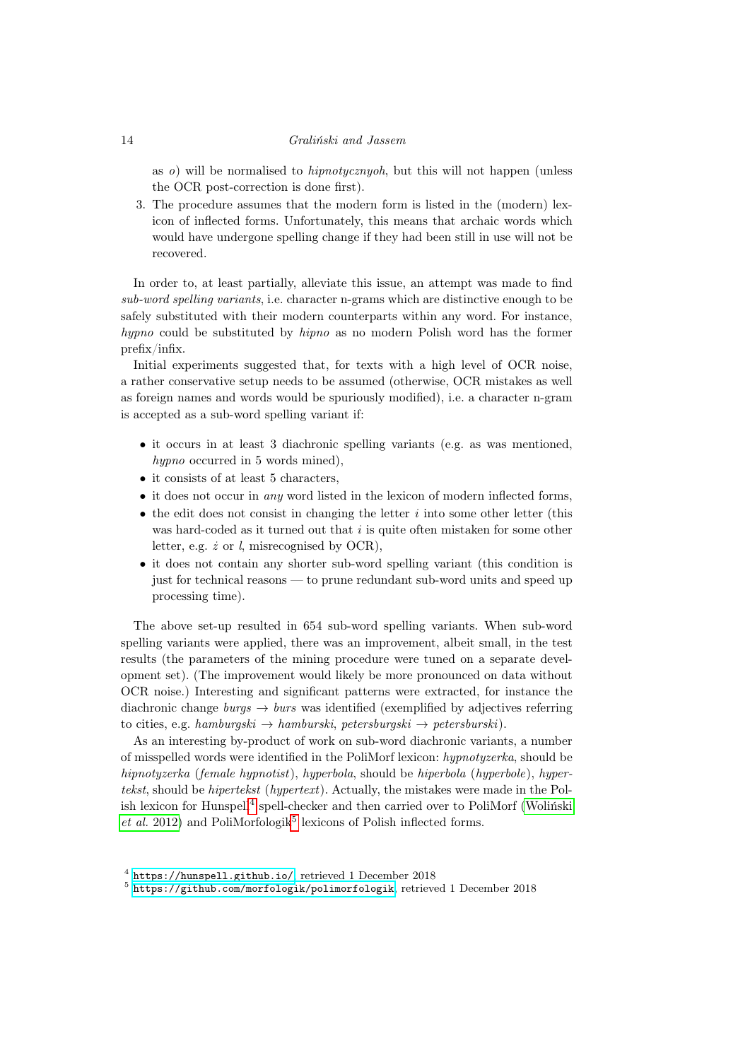as *o*) will be normalised to *hipnotycznyoh*, but this will not happen (unless the OCR post-correction is done first).

3. The procedure assumes that the modern form is listed in the (modern) lexicon of inflected forms. Unfortunately, this means that archaic words which would have undergone spelling change if they had been still in use will not be recovered.

In order to, at least partially, alleviate this issue, an attempt was made to find *sub-word spelling variants*, i.e. character n-grams which are distinctive enough to be safely substituted with their modern counterparts within any word. For instance, *hypno* could be substituted by *hipno* as no modern Polish word has the former prefix/infix.

Initial experiments suggested that, for texts with a high level of OCR noise, a rather conservative setup needs to be assumed (otherwise, OCR mistakes as well as foreign names and words would be spuriously modified), i.e. a character n-gram is accepted as a sub-word spelling variant if:

- it occurs in at least 3 diachronic spelling variants (e.g. as was mentioned, *hypno* occurred in 5 words mined),
- it consists of at least 5 characters,
- it does not occur in *any* word listed in the lexicon of modern inflected forms,
- the edit does not consist in changing the letter *i* into some other letter (this was hard-coded as it turned out that *i* is quite often mistaken for some other letter, e.g. *ż* or *l*, misrecognised by OCR),
- it does not contain any shorter sub-word spelling variant (this condition is just for technical reasons — to prune redundant sub-word units and speed up processing time).

The above set-up resulted in 654 sub-word spelling variants. When sub-word spelling variants were applied, there was an improvement, albeit small, in the test results (the parameters of the mining procedure were tuned on a separate development set). (The improvement would likely be more pronounced on data without OCR noise.) Interesting and significant patterns were extracted, for instance the diachronic change *burgs* → *burs* was identified (exemplified by adjectives referring to cities, e.g. *hamburgski* → *hamburski*, *petersburgski* → *petersburski*).

As an interesting by-product of work on sub-word diachronic variants, a number of misspelled words were identified in the PoliMorf lexicon: *hypnotyzerka*, should be *hipnotyzerka* (*female hypnotist*), *hyperbola*, should be *hiperbola* (*hyperbole*), *hypertekst*, should be *hipertekst* (*hypertext*). Actually, the mistakes were made in the Polish lexicon for Hunspell[4] spell-checker and then carried over to PoliMorf (Woliński *et al.* 2012) and PoliMorfologik[5] lexicons of Polish inflected forms.

[4] https://hunspell.github.io/, retrieved 1 December 2018
[5] https://github.com/morfologik/polimorfologik, retrieved 1 December 2018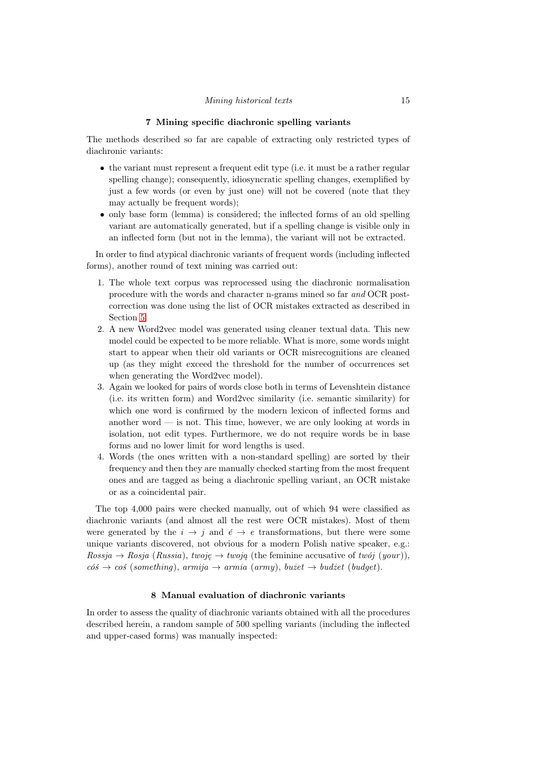## 7 Mining specific diachronic spelling variants

The methods described so far are capable of extracting only restricted types of diachronic variants:

- the variant must represent a frequent edit type (i.e. it must be a rather regular spelling change); consequently, idiosyncratic spelling changes, exemplified by just a few words (or even by just one) will not be covered (note that they may actually be frequent words);
- only base form (lemma) is considered; the inflected forms of an old spelling variant are automatically generated, but if a spelling change is visible only in an inflected form (but not in the lemma), the variant will not be extracted.

In order to find atypical diachronic variants of frequent words (including inflected forms), another round of text mining was carried out:

1. The whole text corpus was reprocessed using the diachronic normalisation procedure with the words and character n-grams mined so far *and* OCR post-correction was done using the list of OCR mistakes extracted as described in Section 5.
2. A new Word2vec model was generated using cleaner textual data. This new model could be expected to be more reliable. What is more, some words might start to appear when their old variants or OCR misrecognitions are cleaned up (as they might exceed the threshold for the number of occurrences set when generating the Word2vec model).
3. Again we looked for pairs of words close both in terms of Levenshtein distance (i.e. its written form) and Word2vec similarity (i.e. semantic similarity) for which one word is confirmed by the modern lexicon of inflected forms and another word — is not. This time, however, we are only looking at words in isolation, not edit types. Furthermore, we do not require words be in base forms and no lower limit for word lengths is used.
4. Words (the ones written with a non-standard spelling) are sorted by their frequency and then they are manually checked starting from the most frequent ones and are tagged as being a diachronic spelling variant, an OCR mistake or as a coincidental pair.

The top 4,000 pairs were checked manually, out of which 94 were classified as diachronic variants (and almost all the rest were OCR mistakes). Most of them were generated by the $i \rightarrow j$ and $é \rightarrow e$ transformations, but there were some unique variants discovered, not obvious for a modern Polish native speaker, e.g.: *Rossja* → *Rosja* (*Russia*), *twoję* → *twoją* (the feminine accusative of *twój* (*your*)), *cóś* → *coś* (*something*), *armija* → *armia* (*army*), *bużet* → *budżet* (*budget*).

## 8 Manual evaluation of diachronic variants

In order to assess the quality of diachronic variants obtained with all the procedures described herein, a random sample of 500 spelling variants (including the inflected and upper-cased forms) was manually inspected: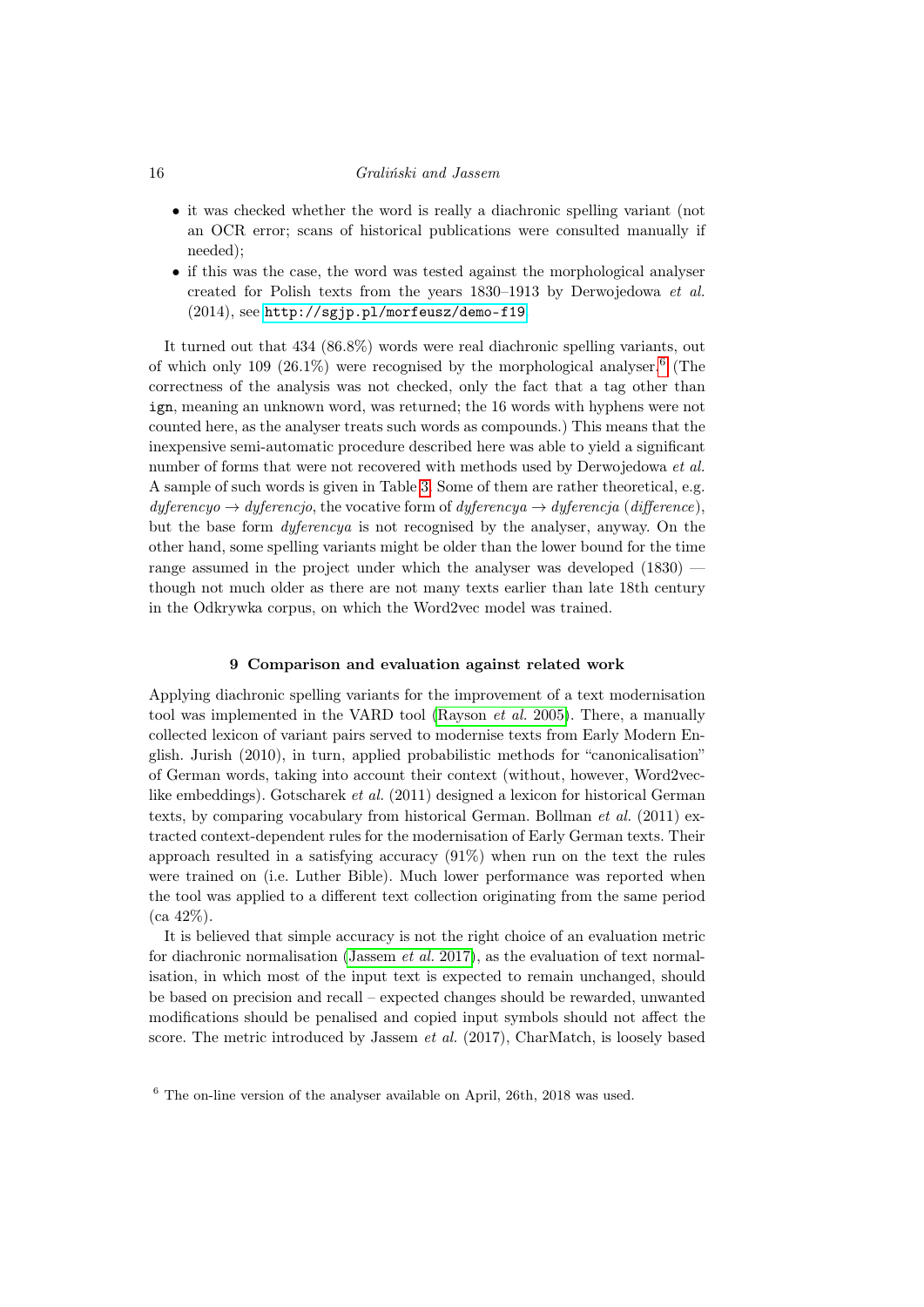- it was checked whether the word is really a diachronic spelling variant (not an OCR error; scans of historical publications were consulted manually if needed);
- if this was the case, the word was tested against the morphological analyser created for Polish texts from the years 1830–1913 by Derwojedowa *et al.* (2014), see `http://sgjp.pl/morfeusz/demo-f19`.

It turned out that 434 (86.8%) words were real diachronic spelling variants, out of which only 109 (26.1%) were recognised by the morphological analyser.[6] (The correctness of the analysis was not checked, only the fact that a tag other than `ign`, meaning an unknown word, was returned; the 16 words with hyphens were not counted here, as the analyser treats such words as compounds.) This means that the inexpensive semi-automatic procedure described here was able to yield a significant number of forms that were not recovered with methods used by Derwojedowa *et al.* A sample of such words is given in Table 3. Some of them are rather theoretical, e.g. *dyferencyo* → *dyferencjo*, the vocative form of *dyferencya* → *dyferencja* (*difference*), but the base form *dyferencya* is not recognised by the analyser, anyway. On the other hand, some spelling variants might be older than the lower bound for the time range assumed in the project under which the analyser was developed (1830) — though not much older as there are not many texts earlier than late 18th century in the Odkrywka corpus, on which the Word2vec model was trained.

## 9 Comparison and evaluation against related work

Applying diachronic spelling variants for the improvement of a text modernisation tool was implemented in the VARD tool (Rayson *et al.* 2005). There, a manually collected lexicon of variant pairs served to modernise texts from Early Modern English. Jurish (2010), in turn, applied probabilistic methods for "canonicalisation" of German words, taking into account their context (without, however, Word2vec-like embeddings). Gotscharek *et al.* (2011) designed a lexicon for historical German texts, by comparing vocabulary from historical German. Bollman *et al.* (2011) extracted context-dependent rules for the modernisation of Early German texts. Their approach resulted in a satisfying accuracy (91%) when run on the text the rules were trained on (i.e. Luther Bible). Much lower performance was reported when the tool was applied to a different text collection originating from the same period (ca 42%).

It is believed that simple accuracy is not the right choice of an evaluation metric for diachronic normalisation (Jassem *et al.* 2017), as the evaluation of text normalisation, in which most of the input text is expected to remain unchanged, should be based on precision and recall – expected changes should be rewarded, unwanted modifications should be penalised and copied input symbols should not affect the score. The metric introduced by Jassem *et al.* (2017), CharMatch, is loosely based

[6] The on-line version of the analyser available on April, 26th, 2018 was used.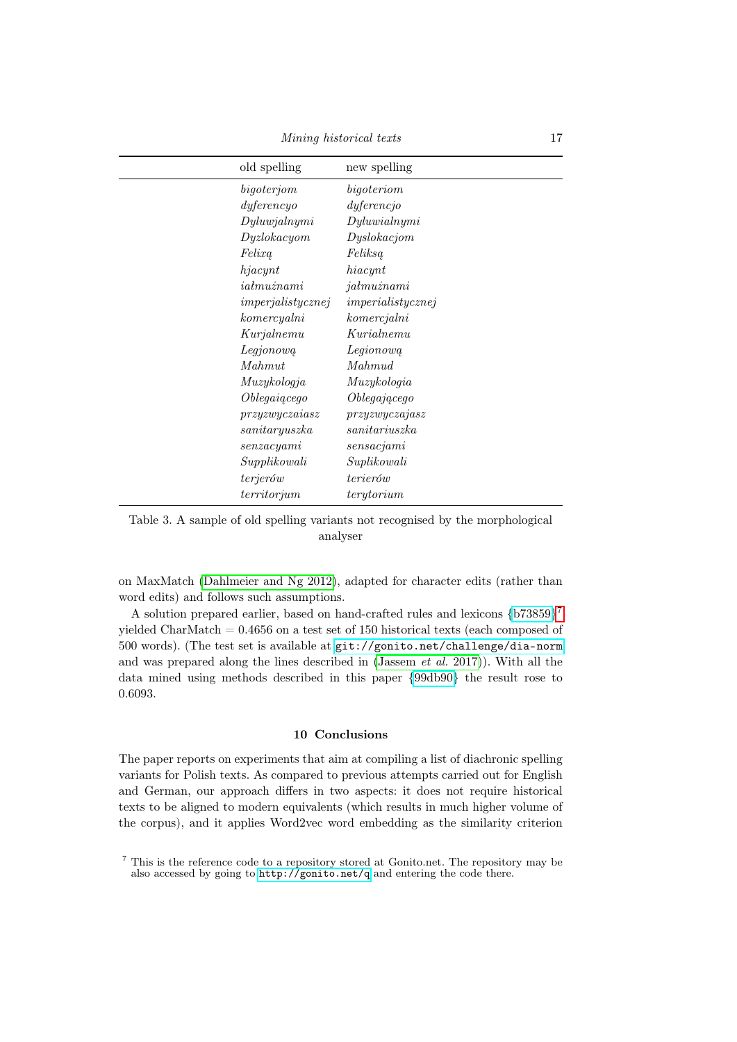| old spelling | new spelling |
| --- | --- |
| *bigoterjom* | *bigoteriom* |
| *dyferencyo* | *dyferencjo* |
| *Dyluwjalnymi* | *Dyluwialnymi* |
| *Dyzlokacyom* | *Dyslokacjom* |
| *Felixą* | *Feliksą* |
| *hjacynt* | *hiacynt* |
| *iałmużnami* | *jałmużnami* |
| *imperjalistycznej* | *imperialistycznej* |
| *komercyalni* | *komercjalni* |
| *Kurjalnemu* | *Kurialnemu* |
| *Legjonową* | *Legionową* |
| *Mahmut* | *Mahmud* |
| *Muzykologja* | *Muzykologia* |
| *Oblegaiącego* | *Oblegającego* |
| *przyzwyczaiasz* | *przyzwyczajasz* |
| *sanitaryuszka* | *sanitariuszka* |
| *senzacyami* | *sensacjami* |
| *Supplikowali* | *Suplikowali* |
| *terjerów* | *terierów* |
| *territorjum* | *terytorium* |

Table 3. A sample of old spelling variants not recognised by the morphological analyser

on MaxMatch (Dahlmeier and Ng 2012), adapted for character edits (rather than word edits) and follows such assumptions.

A solution prepared earlier, based on hand-crafted rules and lexicons {b73859}[7] yielded CharMatch = 0.4656 on a test set of 150 historical texts (each composed of 500 words). (The test set is available at `git://gonito.net/challenge/dia-norm` and was prepared along the lines described in (Jassem *et al.* 2017)). With all the data mined using methods described in this paper {99db90} the result rose to 0.6093.

## 10 Conclusions

The paper reports on experiments that aim at compiling a list of diachronic spelling variants for Polish texts. As compared to previous attempts carried out for English and German, our approach differs in two aspects: it does not require historical texts to be aligned to modern equivalents (which results in much higher volume of the corpus), and it applies Word2vec word embedding as the similarity criterion

[7] This is the reference code to a repository stored at Gonito.net. The repository may be also accessed by going to `http://gonito.net/q` and entering the code there.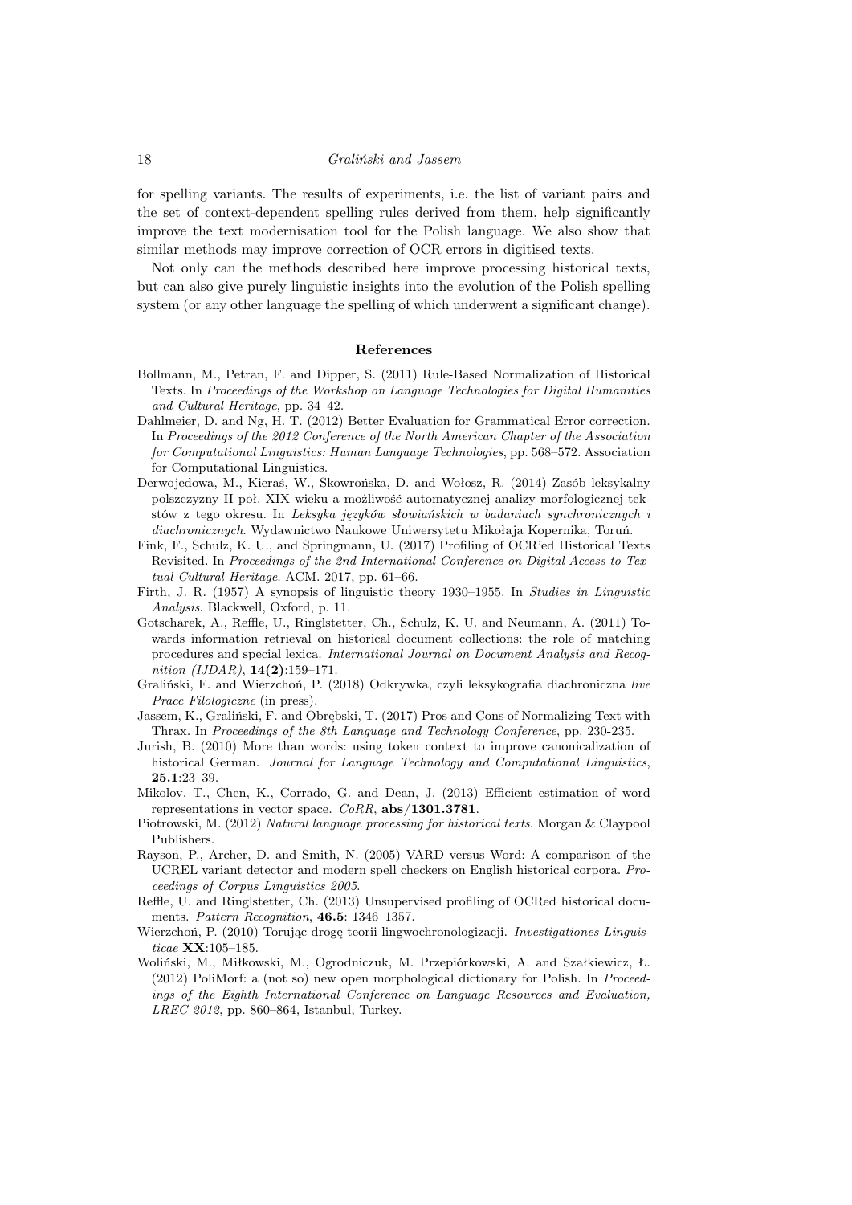for spelling variants. The results of experiments, i.e. the list of variant pairs and the set of context-dependent spelling rules derived from them, help significantly improve the text modernisation tool for the Polish language. We also show that similar methods may improve correction of OCR errors in digitised texts.

Not only can the methods described here improve processing historical texts, but can also give purely linguistic insights into the evolution of the Polish spelling system (or any other language the spelling of which underwent a significant change).

## References

Bollmann, M., Petran, F. and Dipper, S. (2011) Rule-Based Normalization of Historical Texts. In *Proceedings of the Workshop on Language Technologies for Digital Humanities and Cultural Heritage*, pp. 34–42.

Dahlmeier, D. and Ng, H. T. (2012) Better Evaluation for Grammatical Error correction. In *Proceedings of the 2012 Conference of the North American Chapter of the Association for Computational Linguistics: Human Language Technologies*, pp. 568–572. Association for Computational Linguistics.

Derwojedowa, M., Kieraś, W., Skowrońska, D. and Wołosz, R. (2014) Zasób leksykalny polszczyzny II poł. XIX wieku a możliwość automatycznej analizy morfologicznej tekstów z tego okresu. In *Leksyka języków słowiańskich w badaniach synchronicznych i diachronicznych*. Wydawnictwo Naukowe Uniwersytetu Mikołaja Kopernika, Toruń.

Fink, F., Schulz, K. U., and Springmann, U. (2017) Profiling of OCR'ed Historical Texts Revisited. In *Proceedings of the 2nd International Conference on Digital Access to Textual Cultural Heritage*. ACM. 2017, pp. 61–66.

Firth, J. R. (1957) A synopsis of linguistic theory 1930–1955. In *Studies in Linguistic Analysis*. Blackwell, Oxford, p. 11.

Gotscharek, A., Reffle, U., Ringlstetter, Ch., Schulz, K. U. and Neumann, A. (2011) Towards information retrieval on historical document collections: the role of matching procedures and special lexica. *International Journal on Document Analysis and Recognition (IJDAR)*, **14(2)**:159–171.

Graliński, F. and Wierzchoń, P. (2018) Odkrywka, czyli leksykografia diachroniczna *live Prace Filologiczne* (in press).

Jassem, K., Graliński, F. and Obrębski, T. (2017) Pros and Cons of Normalizing Text with Thrax. In *Proceedings of the 8th Language and Technology Conference*, pp. 230-235.

Jurish, B. (2010) More than words: using token context to improve canonicalization of historical German. *Journal for Language Technology and Computational Linguistics*, **25.1**:23–39.

Mikolov, T., Chen, K., Corrado, G. and Dean, J. (2013) Efficient estimation of word representations in vector space. *CoRR*, **abs/1301.3781**.

Piotrowski, M. (2012) *Natural language processing for historical texts*. Morgan & Claypool Publishers.

Rayson, P., Archer, D. and Smith, N. (2005) VARD versus Word: A comparison of the UCREL variant detector and modern spell checkers on English historical corpora. *Proceedings of Corpus Linguistics 2005*.

Reffle, U. and Ringlstetter, Ch. (2013) Unsupervised profiling of OCRed historical documents. *Pattern Recognition*, **46.5**: 1346–1357.

Wierzchoń, P. (2010) Torując drogę teorii lingwochronologizacji. *Investigationes Linguisticae* **XX**:105–185.

Woliński, M., Miłkowski, M., Ogrodniczuk, M. Przepiórkowski, A. and Szałkiewicz, Ł. (2012) PoliMorf: a (not so) new open morphological dictionary for Polish. In *Proceedings of the Eighth International Conference on Language Resources and Evaluation, LREC 2012*, pp. 860–864, Istanbul, Turkey.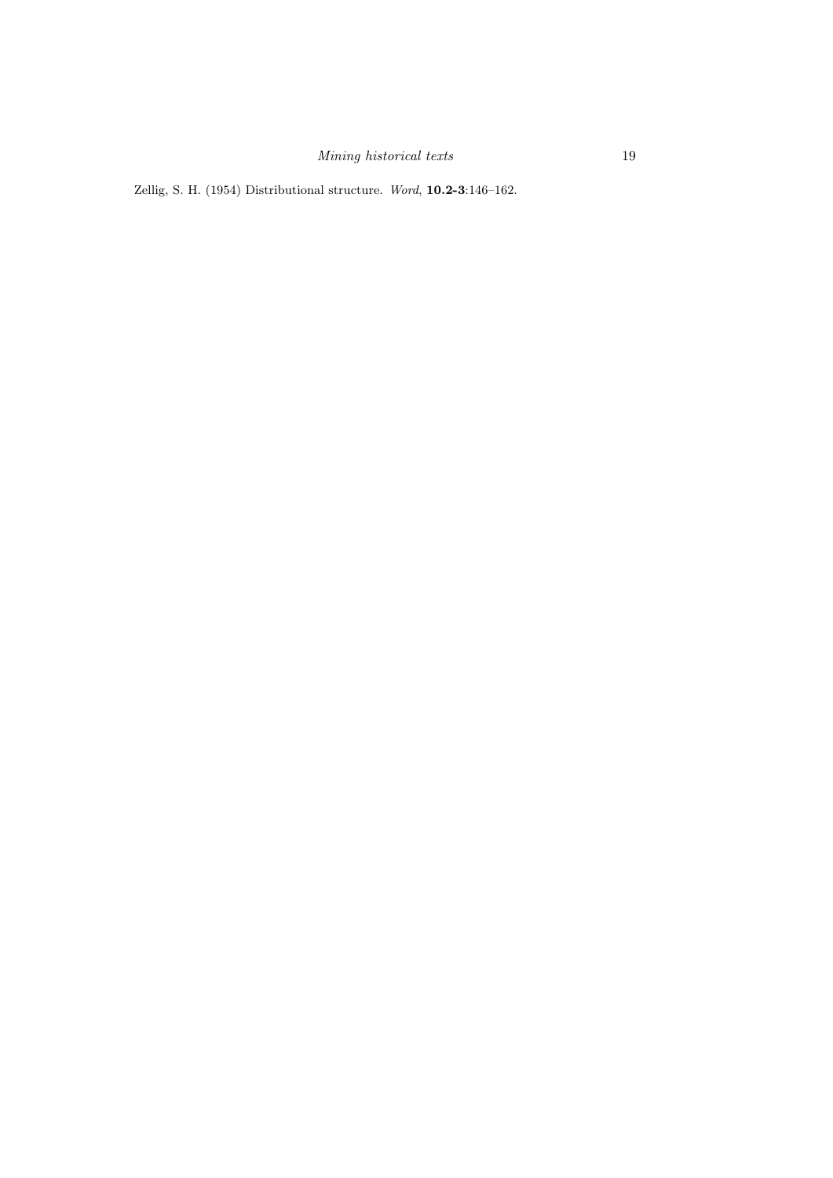Zellig, S. H. (1954) Distributional structure. *Word*, **10.2-3**:146–162.